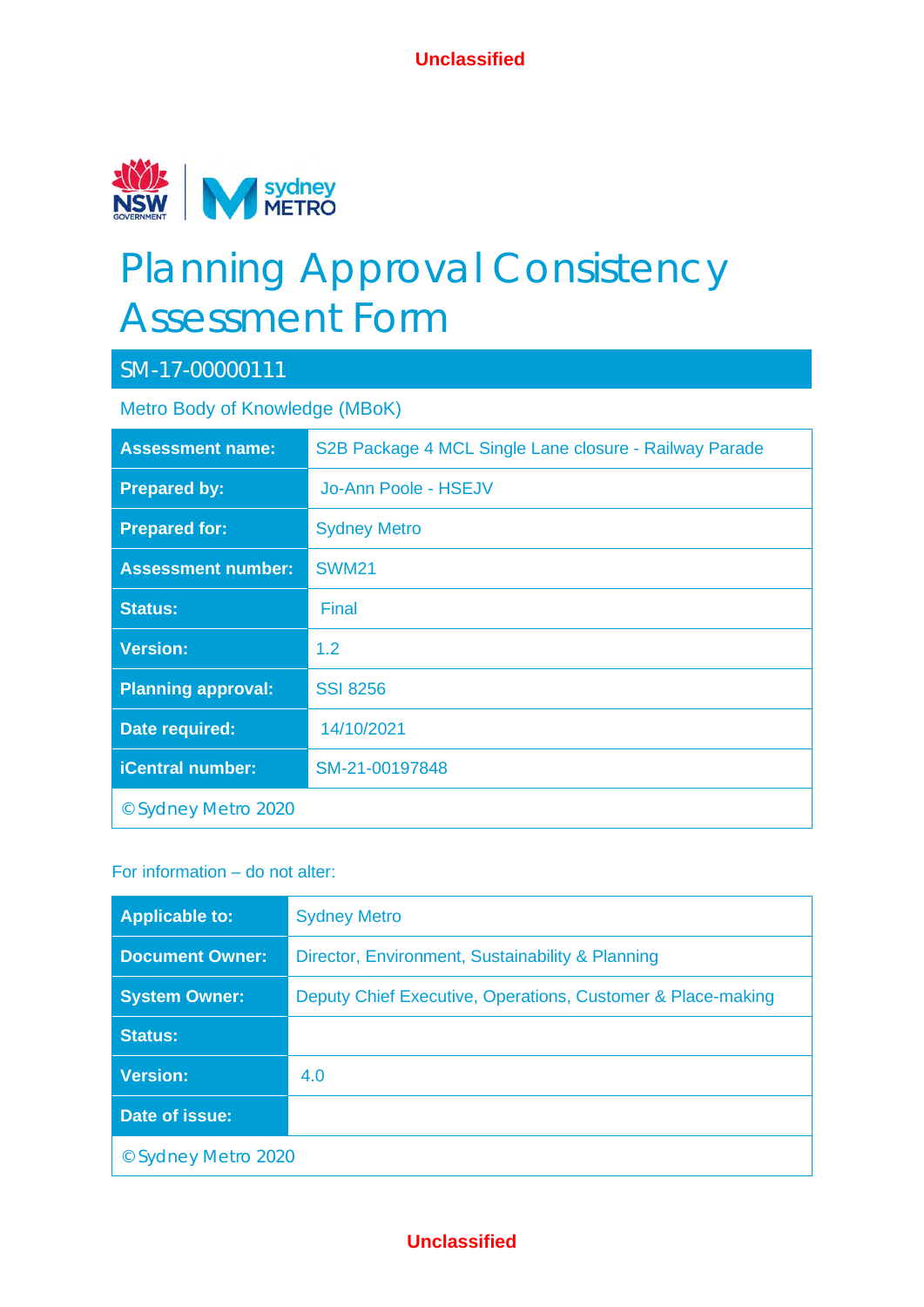Unclassified

# Planning Approval Consistency Assessment Form

## SM-17-00000111

Metro Body of Knowledge (MBoK)

| | |
|---|---|
| **Assessment name:** | S2B Package 4 MCL Single Lane closure - Railway Parade |
| **Prepared by:** | Jo-Ann Poole - HSEJV |
| **Prepared for:** | Sydney Metro |
| **Assessment number:** | SWM21 |
| **Status:** | Final |
| **Version:** | 1.2 |
| **Planning approval:** | SSI 8256 |
| **Date required:** | 14/10/2021 |
| **iCentral number:** | SM-21-00197848 |
| © Sydney Metro 2020 | |

For information – do not alter:

| | |
|---|---|
| **Applicable to:** | Sydney Metro |
| **Document Owner:** | Director, Environment, Sustainability & Planning |
| **System Owner:** | Deputy Chief Executive, Operations, Customer & Place-making |
| **Status:** | |
| **Version:** | 4.0 |
| **Date of issue:** | |
| © Sydney Metro 2020 | |

Unclassified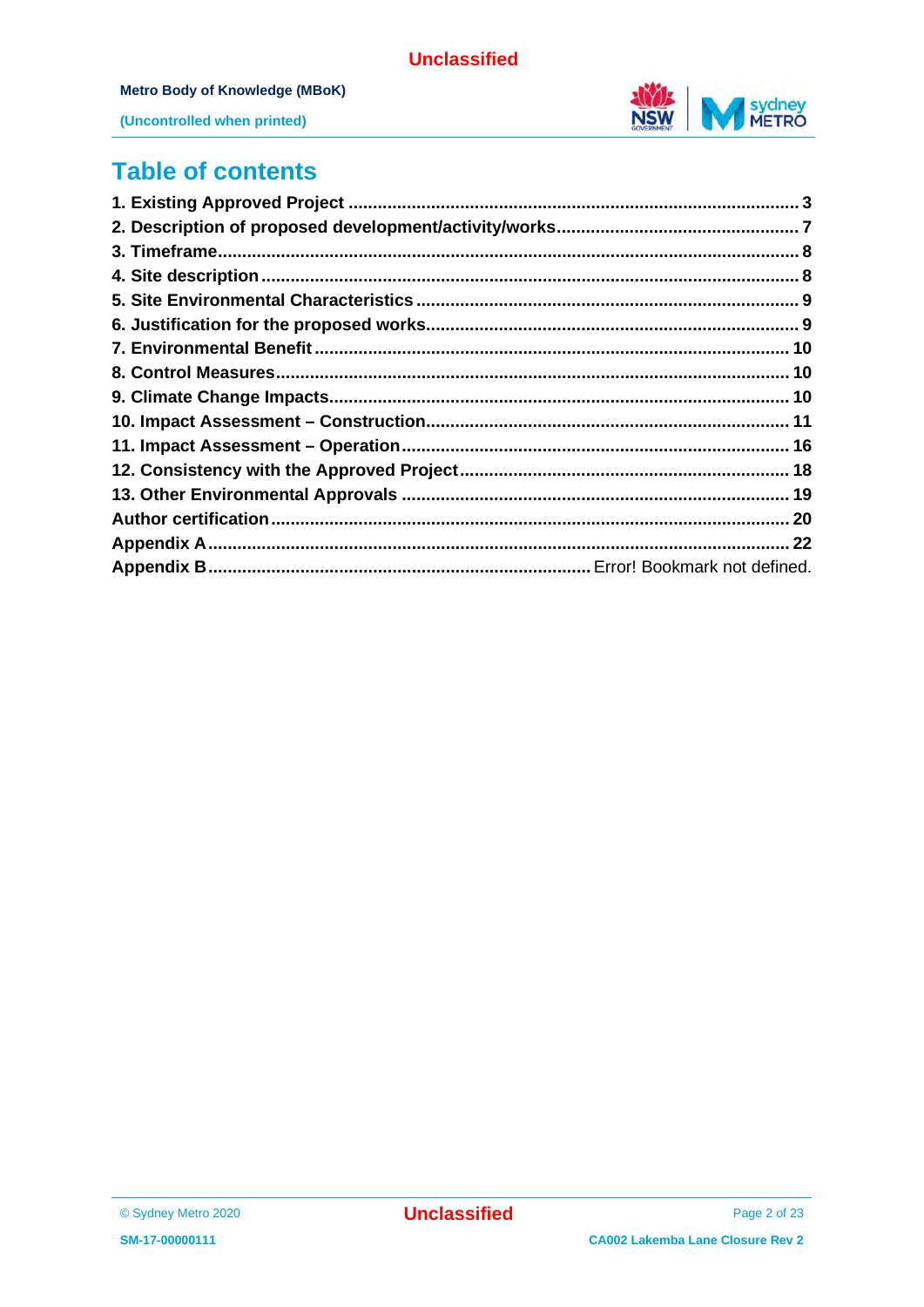# Table of contents

1. Existing Approved Project ........................................................................................ 3
2. Description of proposed development/activity/works ................................................ 7
3. Timeframe ................................................................................................................. 8
4. Site description ......................................................................................................... 8
5. Site Environmental Characteristics ........................................................................... 9
6. Justification for the proposed works .......................................................................... 9
7. Environmental Benefit ............................................................................................. 10
8. Control Measures ..................................................................................................... 10
9. Climate Change Impacts .......................................................................................... 10
10. Impact Assessment – Construction ........................................................................ 11
11. Impact Assessment – Operation ............................................................................ 16
12. Consistency with the Approved Project .................................................................. 18
13. Other Environmental Approvals ............................................................................. 19

Author certification ....................................................................................................... 20

Appendix A .................................................................................................................. 22

Appendix B .............................................................................. Error! Bookmark not defined.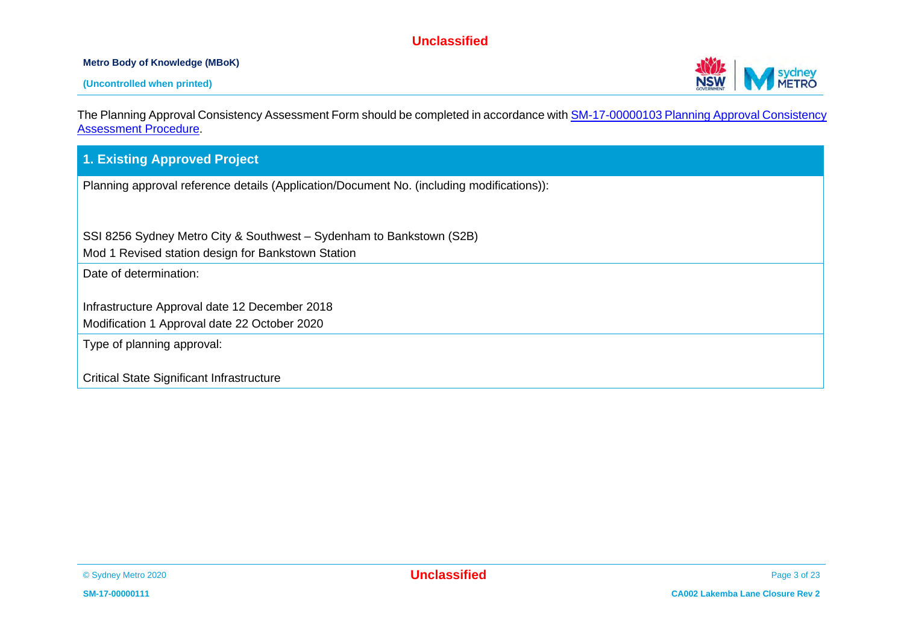The Planning Approval Consistency Assessment Form should be completed in accordance with [SM-17-00000103 Planning Approval Consistency Assessment Procedure].

## 1. Existing Approved Project

Planning approval reference details (Application/Document No. (including modifications)):

SSI 8256 Sydney Metro City & Southwest – Sydenham to Bankstown (S2B)
Mod 1 Revised station design for Bankstown Station

Date of determination:

Infrastructure Approval date 12 December 2018
Modification 1 Approval date 22 October 2020

Type of planning approval:

Critical State Significant Infrastructure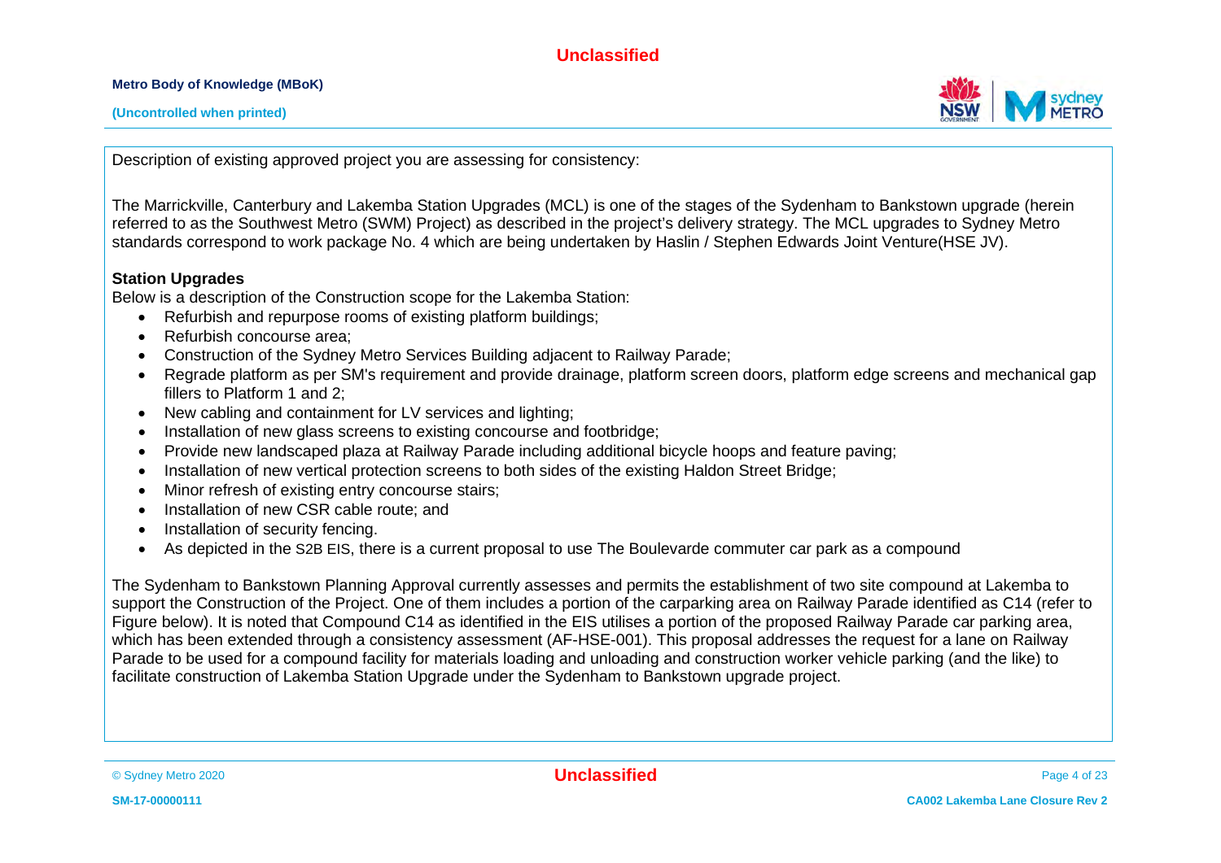Description of existing approved project you are assessing for consistency:

The Marrickville, Canterbury and Lakemba Station Upgrades (MCL) is one of the stages of the Sydenham to Bankstown upgrade (herein referred to as the Southwest Metro (SWM) Project) as described in the project's delivery strategy. The MCL upgrades to Sydney Metro standards correspond to work package No. 4 which are being undertaken by Haslin / Stephen Edwards Joint Venture(HSE JV).

**Station Upgrades**

Below is a description of the Construction scope for the Lakemba Station:

- Refurbish and repurpose rooms of existing platform buildings;
- Refurbish concourse area;
- Construction of the Sydney Metro Services Building adjacent to Railway Parade;
- Regrade platform as per SM's requirement and provide drainage, platform screen doors, platform edge screens and mechanical gap fillers to Platform 1 and 2;
- New cabling and containment for LV services and lighting;
- Installation of new glass screens to existing concourse and footbridge;
- Provide new landscaped plaza at Railway Parade including additional bicycle hoops and feature paving;
- Installation of new vertical protection screens to both sides of the existing Haldon Street Bridge;
- Minor refresh of existing entry concourse stairs;
- Installation of new CSR cable route; and
- Installation of security fencing.
- As depicted in the S2B EIS, there is a current proposal to use The Boulevarde commuter car park as a compound

The Sydenham to Bankstown Planning Approval currently assesses and permits the establishment of two site compound at Lakemba to support the Construction of the Project. One of them includes a portion of the carparking area on Railway Parade identified as C14 (refer to Figure below). It is noted that Compound C14 as identified in the EIS utilises a portion of the proposed Railway Parade car parking area, which has been extended through a consistency assessment (AF-HSE-001). This proposal addresses the request for a lane on Railway Parade to be used for a compound facility for materials loading and unloading and construction worker vehicle parking (and the like) to facilitate construction of Lakemba Station Upgrade under the Sydenham to Bankstown upgrade project.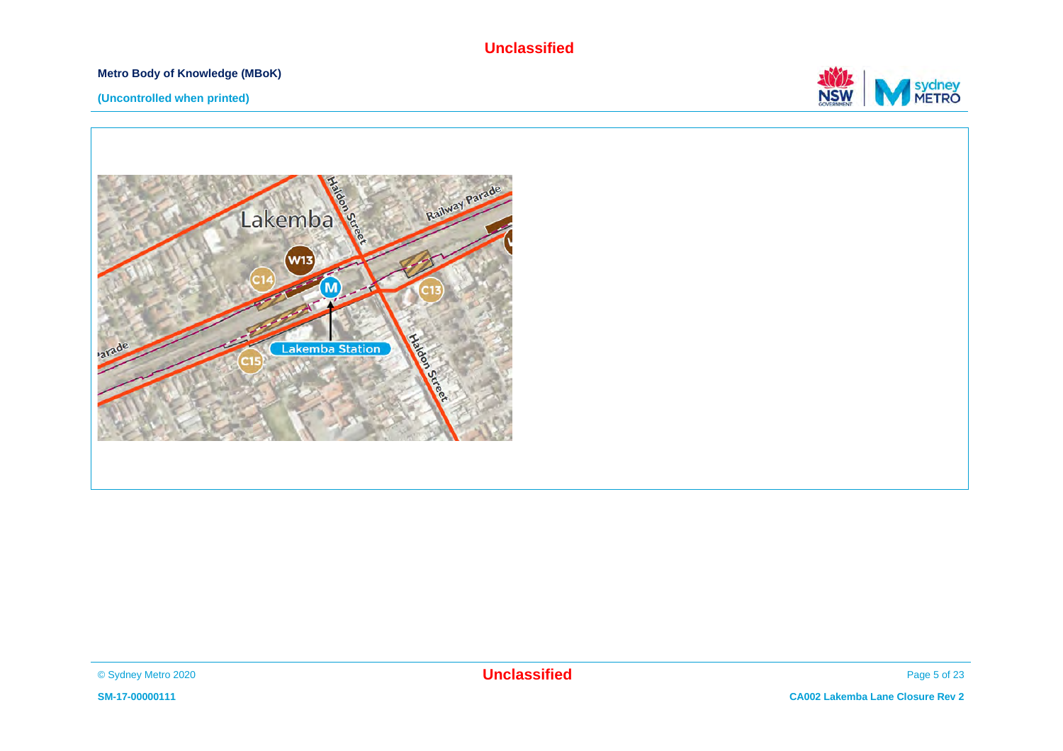Lakemba

Railway Parade

Haldon Street

W13

C14

C13

C15

Lakemba Station

Parade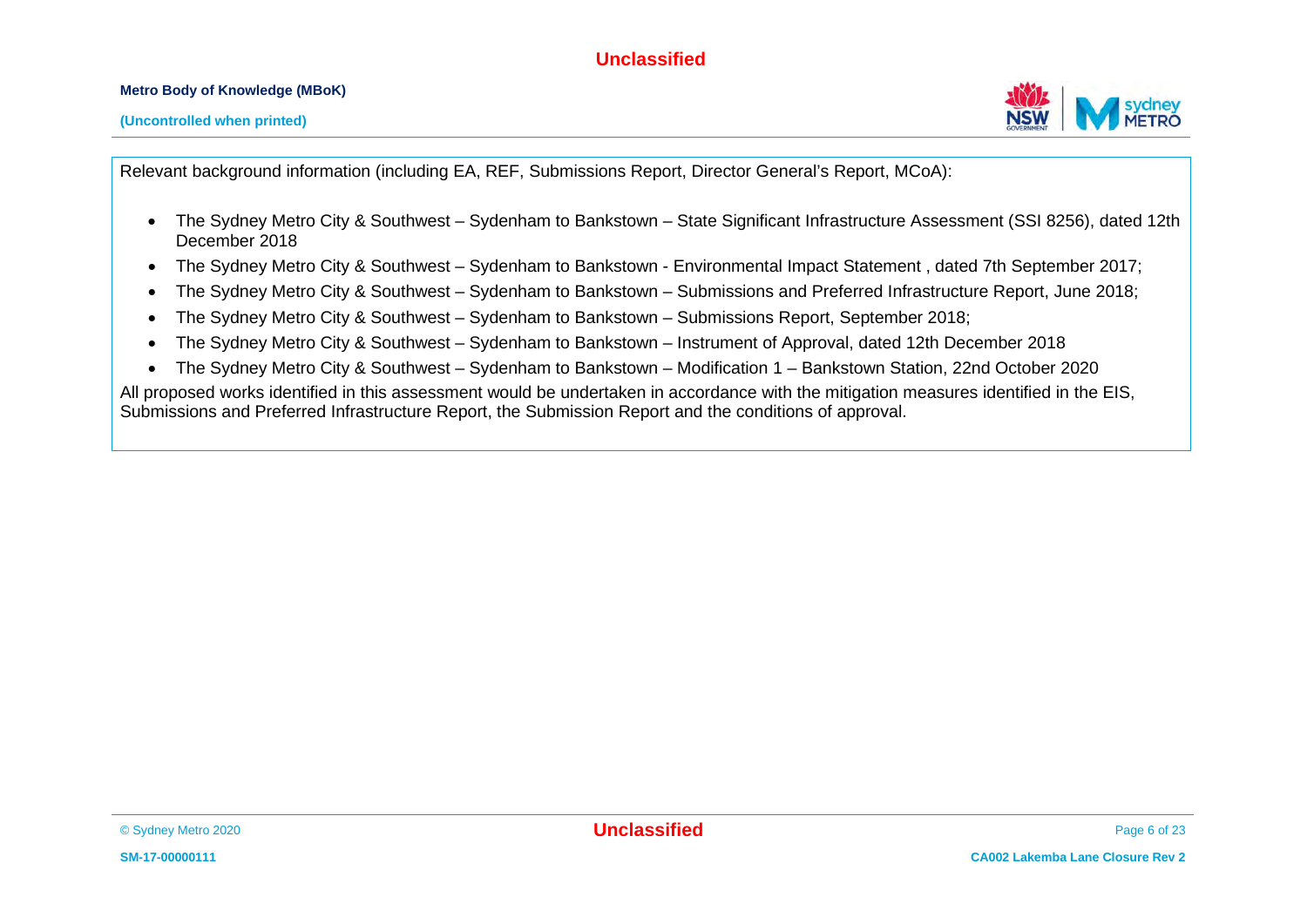Relevant background information (including EA, REF, Submissions Report, Director General's Report, MCoA):

- The Sydney Metro City & Southwest – Sydenham to Bankstown – State Significant Infrastructure Assessment (SSI 8256), dated 12th December 2018
- The Sydney Metro City & Southwest – Sydenham to Bankstown - Environmental Impact Statement , dated 7th September 2017;
- The Sydney Metro City & Southwest – Sydenham to Bankstown – Submissions and Preferred Infrastructure Report, June 2018;
- The Sydney Metro City & Southwest – Sydenham to Bankstown – Submissions Report, September 2018;
- The Sydney Metro City & Southwest – Sydenham to Bankstown – Instrument of Approval, dated 12th December 2018
- The Sydney Metro City & Southwest – Sydenham to Bankstown – Modification 1 – Bankstown Station, 22nd October 2020

All proposed works identified in this assessment would be undertaken in accordance with the mitigation measures identified in the EIS, Submissions and Preferred Infrastructure Report, the Submission Report and the conditions of approval.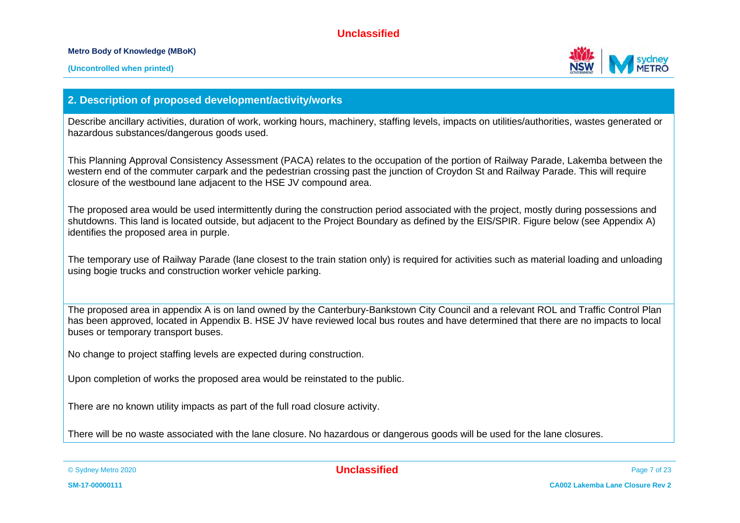## 2. Description of proposed development/activity/works

Describe ancillary activities, duration of work, working hours, machinery, staffing levels, impacts on utilities/authorities, wastes generated or hazardous substances/dangerous goods used.

This Planning Approval Consistency Assessment (PACA) relates to the occupation of the portion of Railway Parade, Lakemba between the western end of the commuter carpark and the pedestrian crossing past the junction of Croydon St and Railway Parade. This will require closure of the westbound lane adjacent to the HSE JV compound area.

The proposed area would be used intermittently during the construction period associated with the project, mostly during possessions and shutdowns. This land is located outside, but adjacent to the Project Boundary as defined by the EIS/SPIR. Figure below (see Appendix A) identifies the proposed area in purple.

The temporary use of Railway Parade (lane closest to the train station only) is required for activities such as material loading and unloading using bogie trucks and construction worker vehicle parking.

The proposed area in appendix A is on land owned by the Canterbury-Bankstown City Council and a relevant ROL and Traffic Control Plan has been approved, located in Appendix B. HSE JV have reviewed local bus routes and have determined that there are no impacts to local buses or temporary transport buses.

No change to project staffing levels are expected during construction.

Upon completion of works the proposed area would be reinstated to the public.

There are no known utility impacts as part of the full road closure activity.

There will be no waste associated with the lane closure. No hazardous or dangerous goods will be used for the lane closures.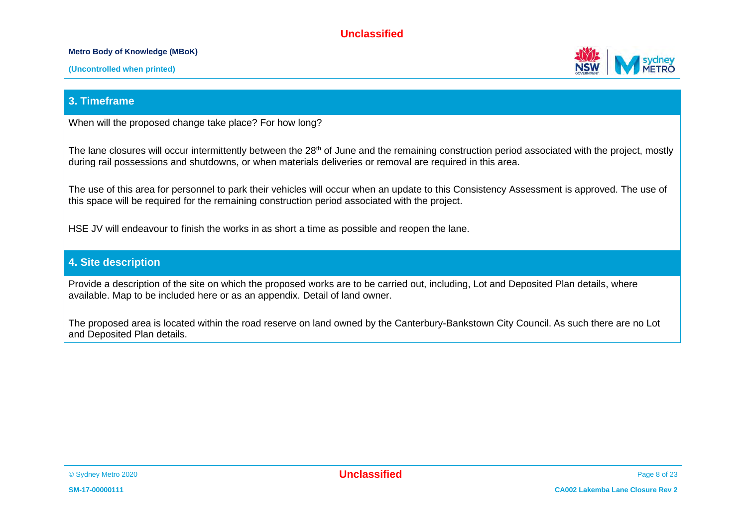## 3. Timeframe

When will the proposed change take place? For how long?

The lane closures will occur intermittently between the 28th of June and the remaining construction period associated with the project, mostly during rail possessions and shutdowns, or when materials deliveries or removal are required in this area.

The use of this area for personnel to park their vehicles will occur when an update to this Consistency Assessment is approved. The use of this space will be required for the remaining construction period associated with the project.

HSE JV will endeavour to finish the works in as short a time as possible and reopen the lane.

## 4. Site description

Provide a description of the site on which the proposed works are to be carried out, including, Lot and Deposited Plan details, where available. Map to be included here or as an appendix. Detail of land owner.

The proposed area is located within the road reserve on land owned by the Canterbury-Bankstown City Council. As such there are no Lot and Deposited Plan details.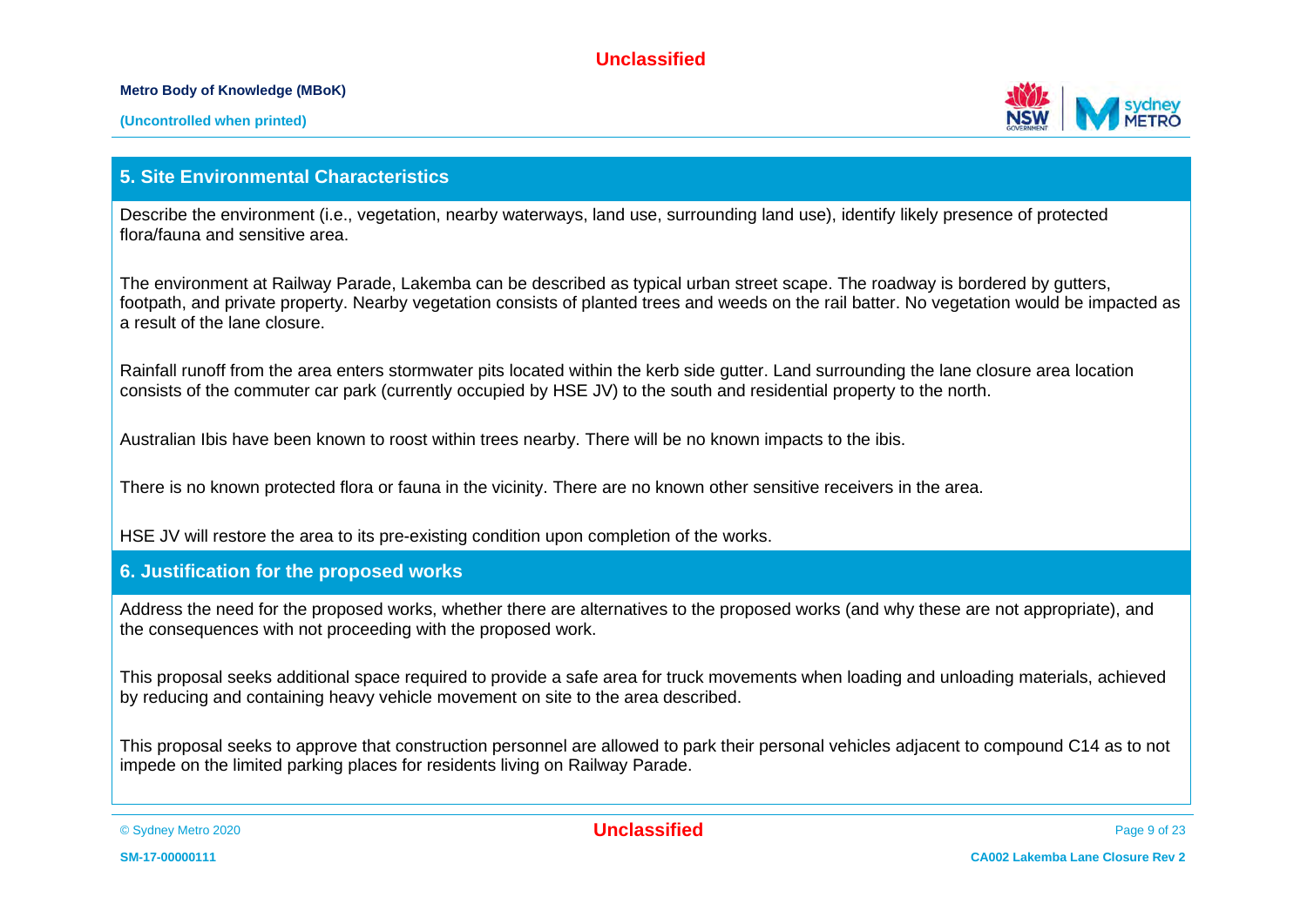## 5. Site Environmental Characteristics

Describe the environment (i.e., vegetation, nearby waterways, land use, surrounding land use), identify likely presence of protected flora/fauna and sensitive area.

The environment at Railway Parade, Lakemba can be described as typical urban street scape. The roadway is bordered by gutters, footpath, and private property. Nearby vegetation consists of planted trees and weeds on the rail batter. No vegetation would be impacted as a result of the lane closure.

Rainfall runoff from the area enters stormwater pits located within the kerb side gutter. Land surrounding the lane closure area location consists of the commuter car park (currently occupied by HSE JV) to the south and residential property to the north.

Australian Ibis have been known to roost within trees nearby. There will be no known impacts to the ibis.

There is no known protected flora or fauna in the vicinity. There are no known other sensitive receivers in the area.

HSE JV will restore the area to its pre-existing condition upon completion of the works.

## 6. Justification for the proposed works

Address the need for the proposed works, whether there are alternatives to the proposed works (and why these are not appropriate), and the consequences with not proceeding with the proposed work.

This proposal seeks additional space required to provide a safe area for truck movements when loading and unloading materials, achieved by reducing and containing heavy vehicle movement on site to the area described.

This proposal seeks to approve that construction personnel are allowed to park their personal vehicles adjacent to compound C14 as to not impede on the limited parking places for residents living on Railway Parade.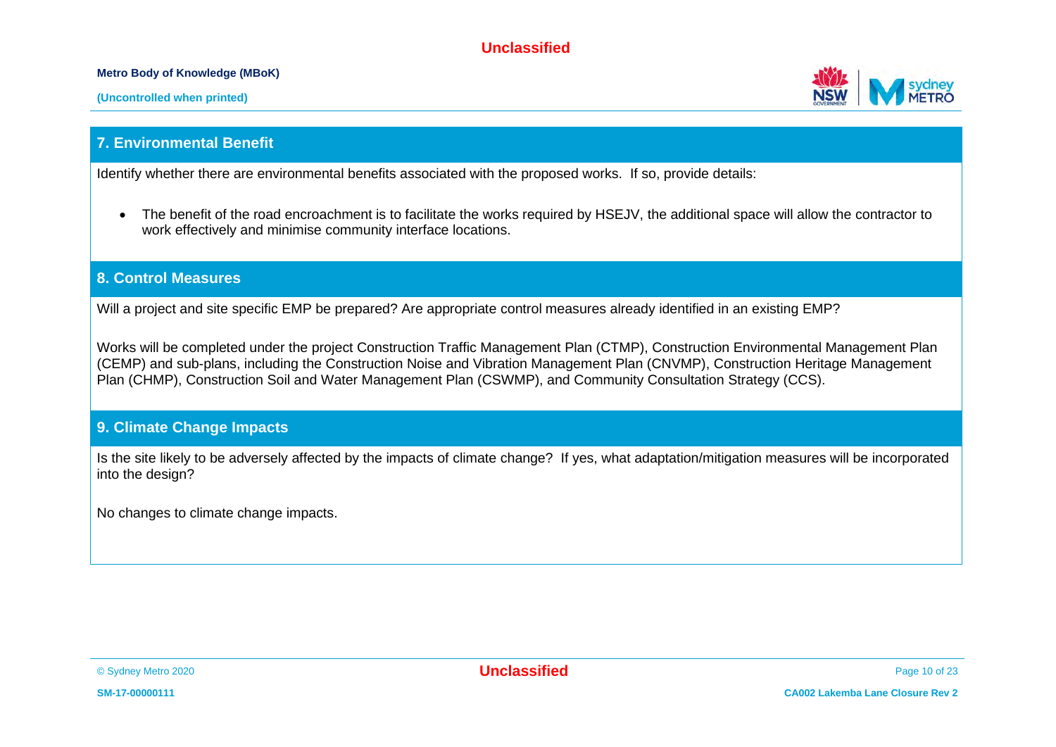## 7. Environmental Benefit

Identify whether there are environmental benefits associated with the proposed works. If so, provide details:

- The benefit of the road encroachment is to facilitate the works required by HSEJV, the additional space will allow the contractor to work effectively and minimise community interface locations.

## 8. Control Measures

Will a project and site specific EMP be prepared? Are appropriate control measures already identified in an existing EMP?

Works will be completed under the project Construction Traffic Management Plan (CTMP), Construction Environmental Management Plan (CEMP) and sub-plans, including the Construction Noise and Vibration Management Plan (CNVMP), Construction Heritage Management Plan (CHMP), Construction Soil and Water Management Plan (CSWMP), and Community Consultation Strategy (CCS).

## 9. Climate Change Impacts

Is the site likely to be adversely affected by the impacts of climate change? If yes, what adaptation/mitigation measures will be incorporated into the design?

No changes to climate change impacts.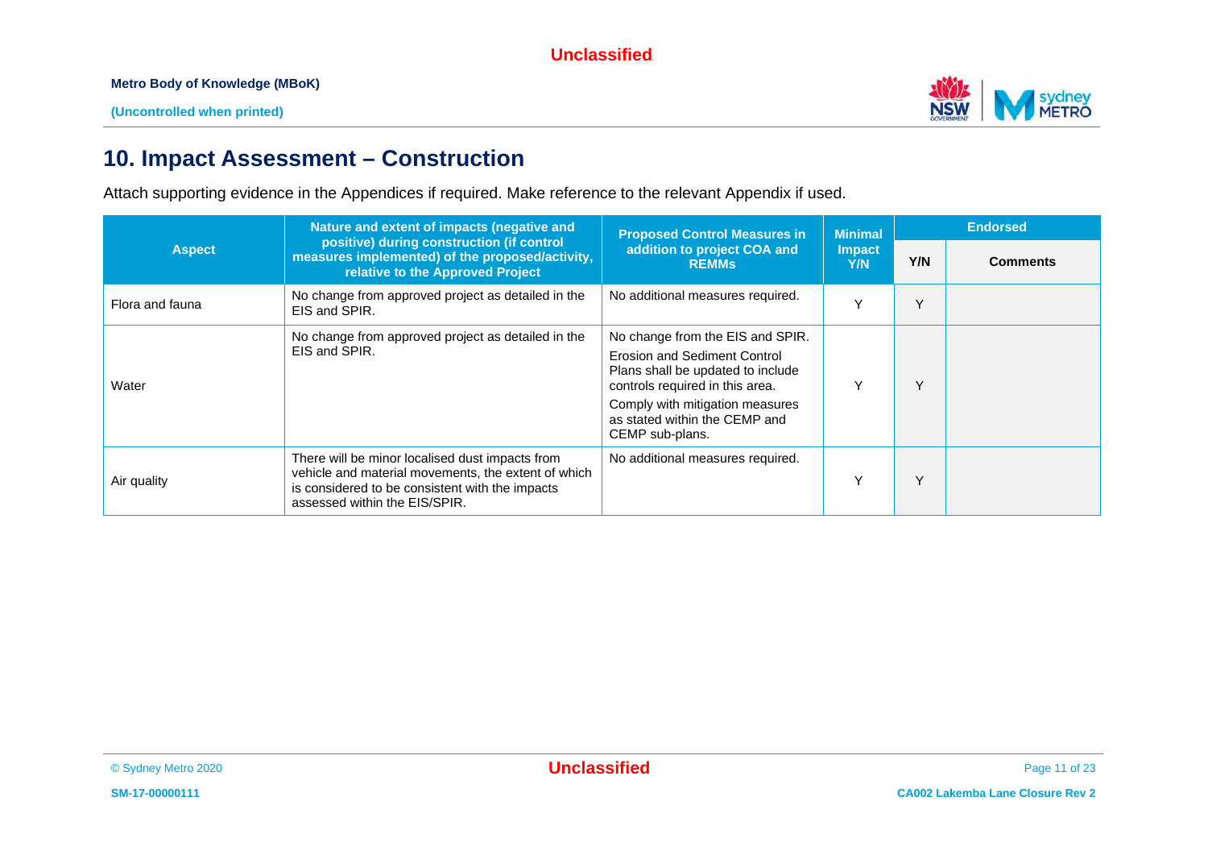# 10. Impact Assessment – Construction

Attach supporting evidence in the Appendices if required. Make reference to the relevant Appendix if used.

| Aspect | Nature and extent of impacts (negative and positive) during construction (if control measures implemented) of the proposed/activity, relative to the Approved Project | Proposed Control Measures in addition to project COA and REMMs | Minimal Impact Y/N | Endorsed | |
|---|---|---|---|---|---|
| | | | | Y/N | Comments |
| Flora and fauna | No change from approved project as detailed in the EIS and SPIR. | No additional measures required. | Y | Y | |
| Water | No change from approved project as detailed in the EIS and SPIR. | No change from the EIS and SPIR. Erosion and Sediment Control Plans shall be updated to include controls required in this area. Comply with mitigation measures as stated within the CEMP and CEMP sub-plans. | Y | Y | |
| Air quality | There will be minor localised dust impacts from vehicle and material movements, the extent of which is considered to be consistent with the impacts assessed within the EIS/SPIR. | No additional measures required. | Y | Y | |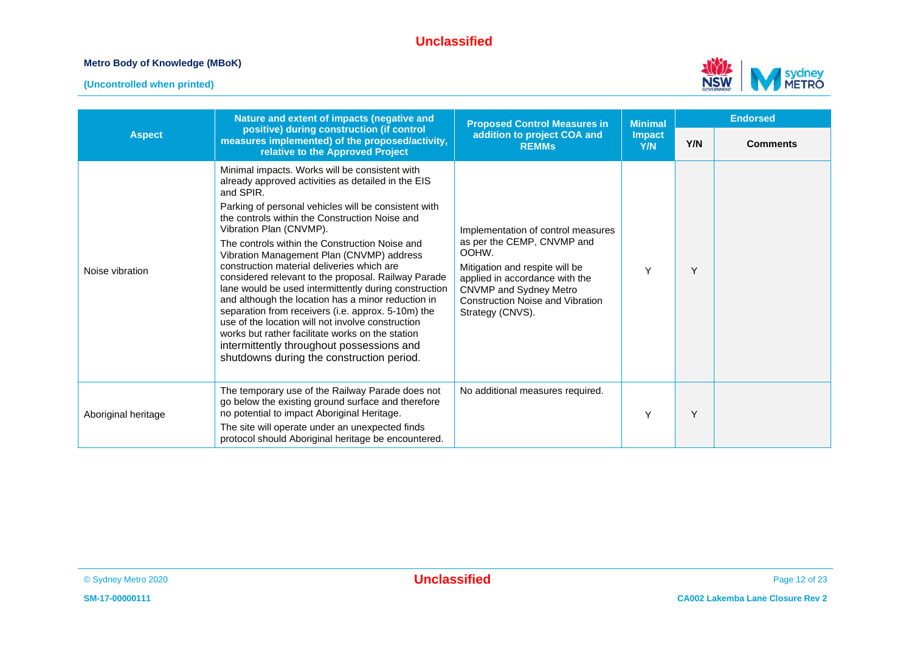| Aspect | Nature and extent of impacts (negative and positive) during construction (if control measures implemented) of the proposed/activity, relative to the Approved Project | Proposed Control Measures in addition to project COA and REMMs | Minimal Impact Y/N | Endorsed | |
|---|---|---|---|---|---|
| | | | | Y/N | Comments |
| Noise vibration | Minimal impacts. Works will be consistent with already approved activities as detailed in the EIS and SPIR.<br><br>Parking of personal vehicles will be consistent with the controls within the Construction Noise and Vibration Plan (CNVMP).<br><br>The controls within the Construction Noise and Vibration Management Plan (CNVMP) address construction material deliveries which are considered relevant to the proposal. Railway Parade lane would be used intermittently during construction and although the location has a minor reduction in separation from receivers (i.e. approx. 5-10m) the use of the location will not involve construction works but rather facilitate works on the station intermittently throughout possessions and shutdowns during the construction period. | Implementation of control measures as per the CEMP, CNVMP and OOHW.<br><br>Mitigation and respite will be applied in accordance with the CNVMP and Sydney Metro Construction Noise and Vibration Strategy (CNVS). | Y | Y | |
| Aboriginal heritage | The temporary use of the Railway Parade does not go below the existing ground surface and therefore no potential to impact Aboriginal Heritage.<br><br>The site will operate under an unexpected finds protocol should Aboriginal heritage be encountered. | No additional measures required. | Y | Y | |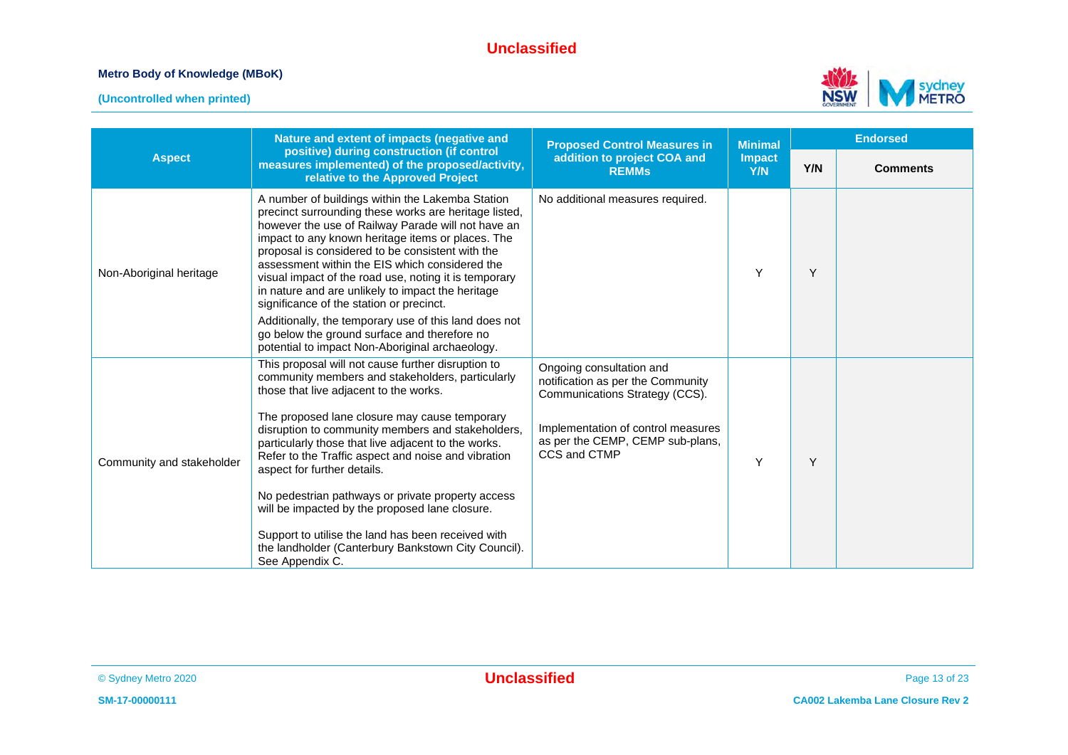| Aspect | Nature and extent of impacts (negative and positive) during construction (if control measures implemented) of the proposed/activity, relative to the Approved Project | Proposed Control Measures in addition to project COA and REMMs | Minimal Impact Y/N | Endorsed | |
|---|---|---|---|---|---|
| | | | | Y/N | Comments |
| Non-Aboriginal heritage | A number of buildings within the Lakemba Station precinct surrounding these works are heritage listed, however the use of Railway Parade will not have an impact to any known heritage items or places. The proposal is considered to be consistent with the assessment within the EIS which considered the visual impact of the road use, noting it is temporary in nature and are unlikely to impact the heritage significance of the station or precinct.<br><br>Additionally, the temporary use of this land does not go below the ground surface and therefore no potential to impact Non-Aboriginal archaeology. | No additional measures required. | Y | Y | |
| Community and stakeholder | This proposal will not cause further disruption to community members and stakeholders, particularly those that live adjacent to the works.<br><br>The proposed lane closure may cause temporary disruption to community members and stakeholders, particularly those that live adjacent to the works. Refer to the Traffic aspect and noise and vibration aspect for further details.<br><br>No pedestrian pathways or private property access will be impacted by the proposed lane closure.<br><br>Support to utilise the land has been received with the landholder (Canterbury Bankstown City Council). See Appendix C. | Ongoing consultation and notification as per the Community Communications Strategy (CCS).<br><br>Implementation of control measures as per the CEMP, CEMP sub-plans, CCS and CTMP | Y | Y | |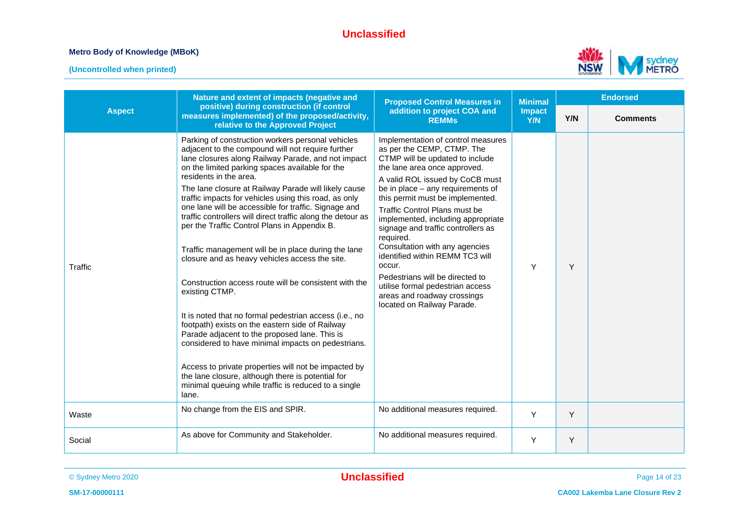| Aspect | Nature and extent of impacts (negative and positive) during construction (if control measures implemented) of the proposed/activity, relative to the Approved Project | Proposed Control Measures in addition to project COA and REMMs | Minimal Impact Y/N | Endorsed | |
|---|---|---|---|---|---|
| | | | | Y/N | Comments |
| Traffic | Parking of construction workers personal vehicles adjacent to the compound will not require further lane closures along Railway Parade, and not impact on the limited parking spaces available for the residents in the area.<br>The lane closure at Railway Parade will likely cause traffic impacts for vehicles using this road, as only one lane will be accessible for traffic. Signage and traffic controllers will direct traffic along the detour as per the Traffic Control Plans in Appendix B.<br><br>Traffic management will be in place during the lane closure and as heavy vehicles access the site.<br><br>Construction access route will be consistent with the existing CTMP.<br><br>It is noted that no formal pedestrian access (i.e., no footpath) exists on the eastern side of Railway Parade adjacent to the proposed lane. This is considered to have minimal impacts on pedestrians.<br><br>Access to private properties will not be impacted by the lane closure, although there is potential for minimal queuing while traffic is reduced to a single lane. | Implementation of control measures as per the CEMP, CTMP. The CTMP will be updated to include the lane area once approved.<br>A valid ROL issued by CoCB must be in place – any requirements of this permit must be implemented.<br>Traffic Control Plans must be implemented, including appropriate signage and traffic controllers as required.<br>Consultation with any agencies identified within REMM TC3 will occur.<br>Pedestrians will be directed to utilise formal pedestrian access areas and roadway crossings located on Railway Parade. | Y | Y | |
| Waste | No change from the EIS and SPIR. | No additional measures required. | Y | Y | |
| Social | As above for Community and Stakeholder. | No additional measures required. | Y | Y | |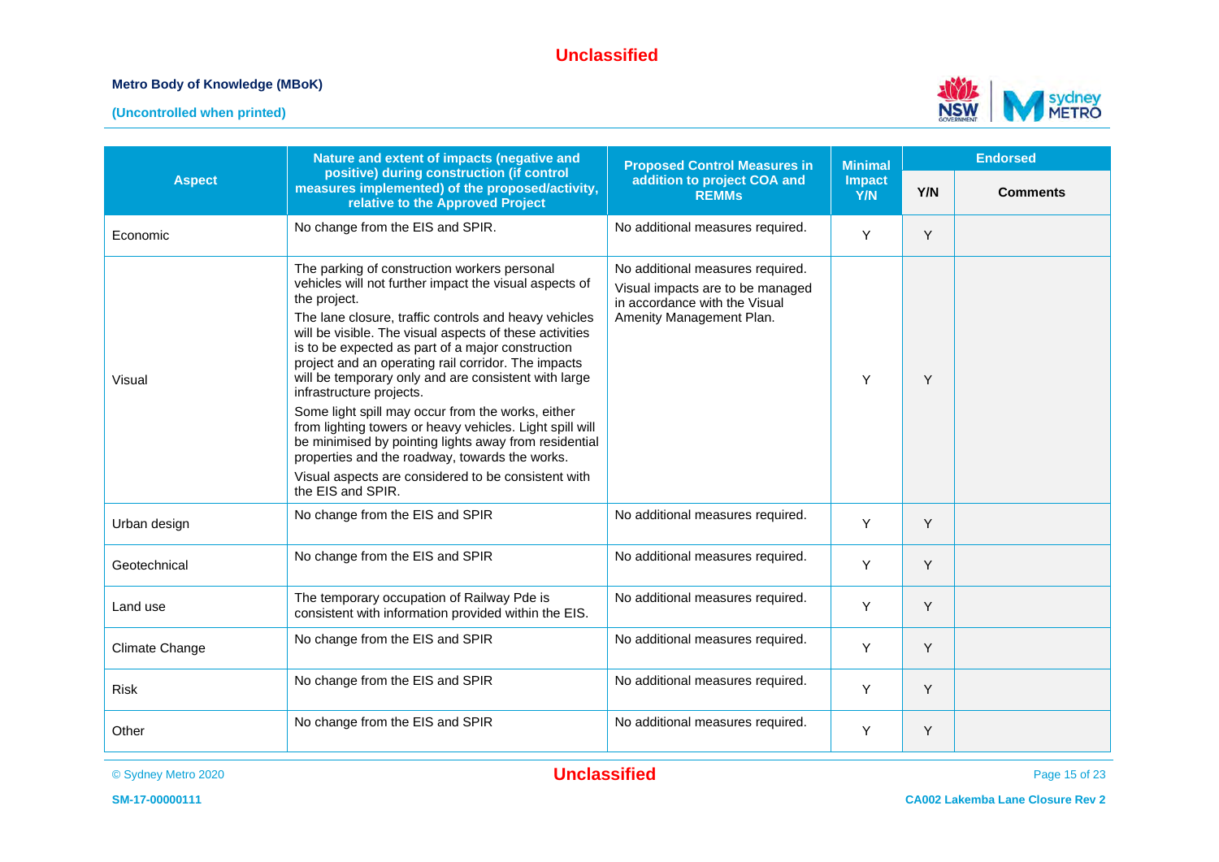| Aspect | Nature and extent of impacts (negative and positive) during construction (if control measures implemented) of the proposed/activity, relative to the Approved Project | Proposed Control Measures in addition to project COA and REMMs | Minimal Impact Y/N | Endorsed | |
|---|---|---|---|---|---|
| | | | | Y/N | Comments |
| Economic | No change from the EIS and SPIR. | No additional measures required. | Y | Y | |
| Visual | The parking of construction workers personal vehicles will not further impact the visual aspects of the project.<br>The lane closure, traffic controls and heavy vehicles will be visible. The visual aspects of these activities is to be expected as part of a major construction project and an operating rail corridor. The impacts will be temporary only and are consistent with large infrastructure projects.<br>Some light spill may occur from the works, either from lighting towers or heavy vehicles. Light spill will be minimised by pointing lights away from residential properties and the roadway, towards the works.<br>Visual aspects are considered to be consistent with the EIS and SPIR. | No additional measures required.<br>Visual impacts are to be managed in accordance with the Visual Amenity Management Plan. | Y | Y | |
| Urban design | No change from the EIS and SPIR | No additional measures required. | Y | Y | |
| Geotechnical | No change from the EIS and SPIR | No additional measures required. | Y | Y | |
| Land use | The temporary occupation of Railway Pde is consistent with information provided within the EIS. | No additional measures required. | Y | Y | |
| Climate Change | No change from the EIS and SPIR | No additional measures required. | Y | Y | |
| Risk | No change from the EIS and SPIR | No additional measures required. | Y | Y | |
| Other | No change from the EIS and SPIR | No additional measures required. | Y | Y | |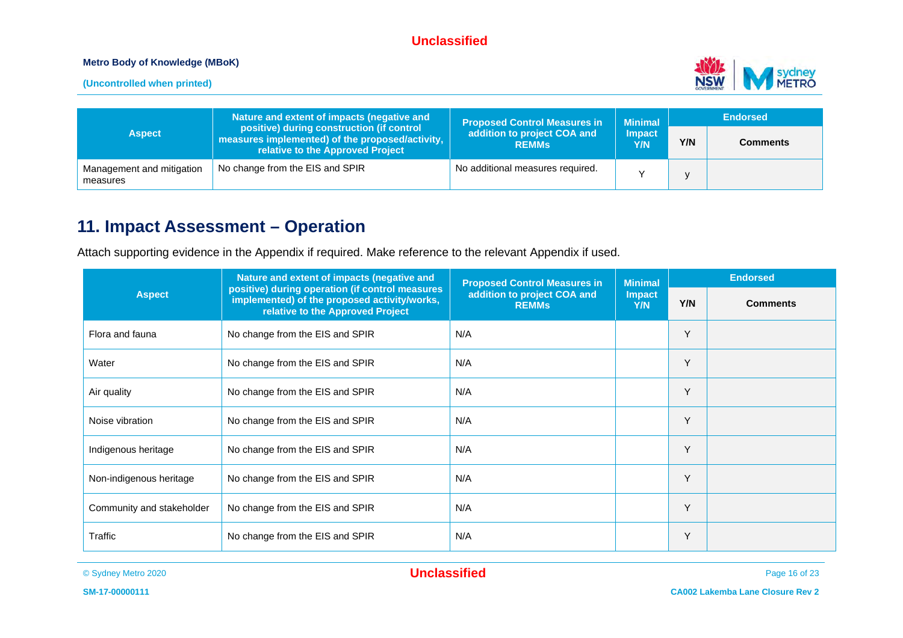| Aspect | Nature and extent of impacts (negative and positive) during construction (if control measures implemented) of the proposed/activity, relative to the Approved Project | Proposed Control Measures in addition to project COA and REMMs | Minimal Impact Y/N | Endorsed | |
|---|---|---|---|---|---|
| | | | | Y/N | Comments |
| Management and mitigation measures | No change from the EIS and SPIR | No additional measures required. | Y | y | |

# 11. Impact Assessment – Operation

Attach supporting evidence in the Appendix if required. Make reference to the relevant Appendix if used.

| Aspect | Nature and extent of impacts (negative and positive) during operation (if control measures implemented) of the proposed activity/works, relative to the Approved Project | Proposed Control Measures in addition to project COA and REMMs | Minimal Impact Y/N | Endorsed | |
|---|---|---|---|---|---|
| | | | | Y/N | Comments |
| Flora and fauna | No change from the EIS and SPIR | N/A | | Y | |
| Water | No change from the EIS and SPIR | N/A | | Y | |
| Air quality | No change from the EIS and SPIR | N/A | | Y | |
| Noise vibration | No change from the EIS and SPIR | N/A | | Y | |
| Indigenous heritage | No change from the EIS and SPIR | N/A | | Y | |
| Non-indigenous heritage | No change from the EIS and SPIR | N/A | | Y | |
| Community and stakeholder | No change from the EIS and SPIR | N/A | | Y | |
| Traffic | No change from the EIS and SPIR | N/A | | Y | |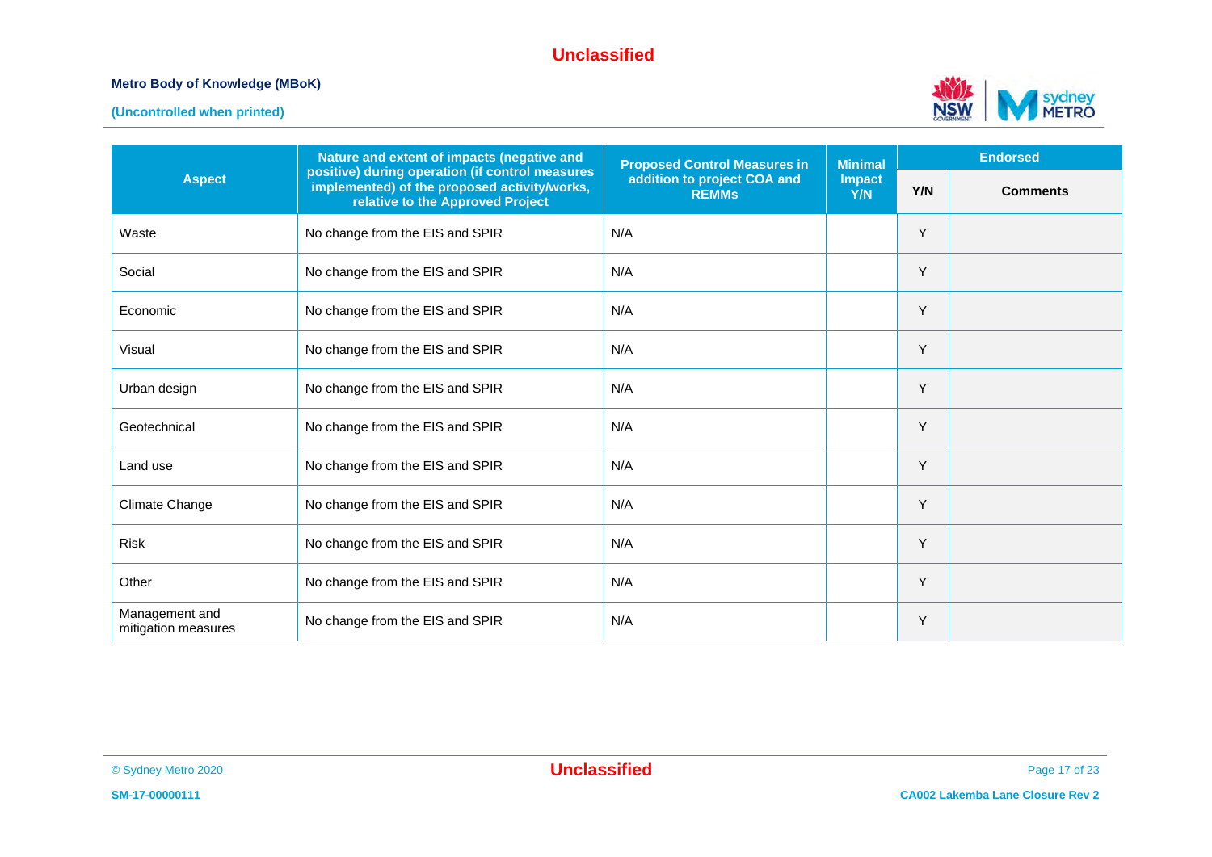| Aspect | Nature and extent of impacts (negative and positive) during operation (if control measures implemented) of the proposed activity/works, relative to the Approved Project | Proposed Control Measures in addition to project COA and REMMs | Minimal Impact Y/N | Endorsed | |
|---|---|---|---|---|---|
| | | | | Y/N | Comments |
| Waste | No change from the EIS and SPIR | N/A | | Y | |
| Social | No change from the EIS and SPIR | N/A | | Y | |
| Economic | No change from the EIS and SPIR | N/A | | Y | |
| Visual | No change from the EIS and SPIR | N/A | | Y | |
| Urban design | No change from the EIS and SPIR | N/A | | Y | |
| Geotechnical | No change from the EIS and SPIR | N/A | | Y | |
| Land use | No change from the EIS and SPIR | N/A | | Y | |
| Climate Change | No change from the EIS and SPIR | N/A | | Y | |
| Risk | No change from the EIS and SPIR | N/A | | Y | |
| Other | No change from the EIS and SPIR | N/A | | Y | |
| Management and mitigation measures | No change from the EIS and SPIR | N/A | | Y | |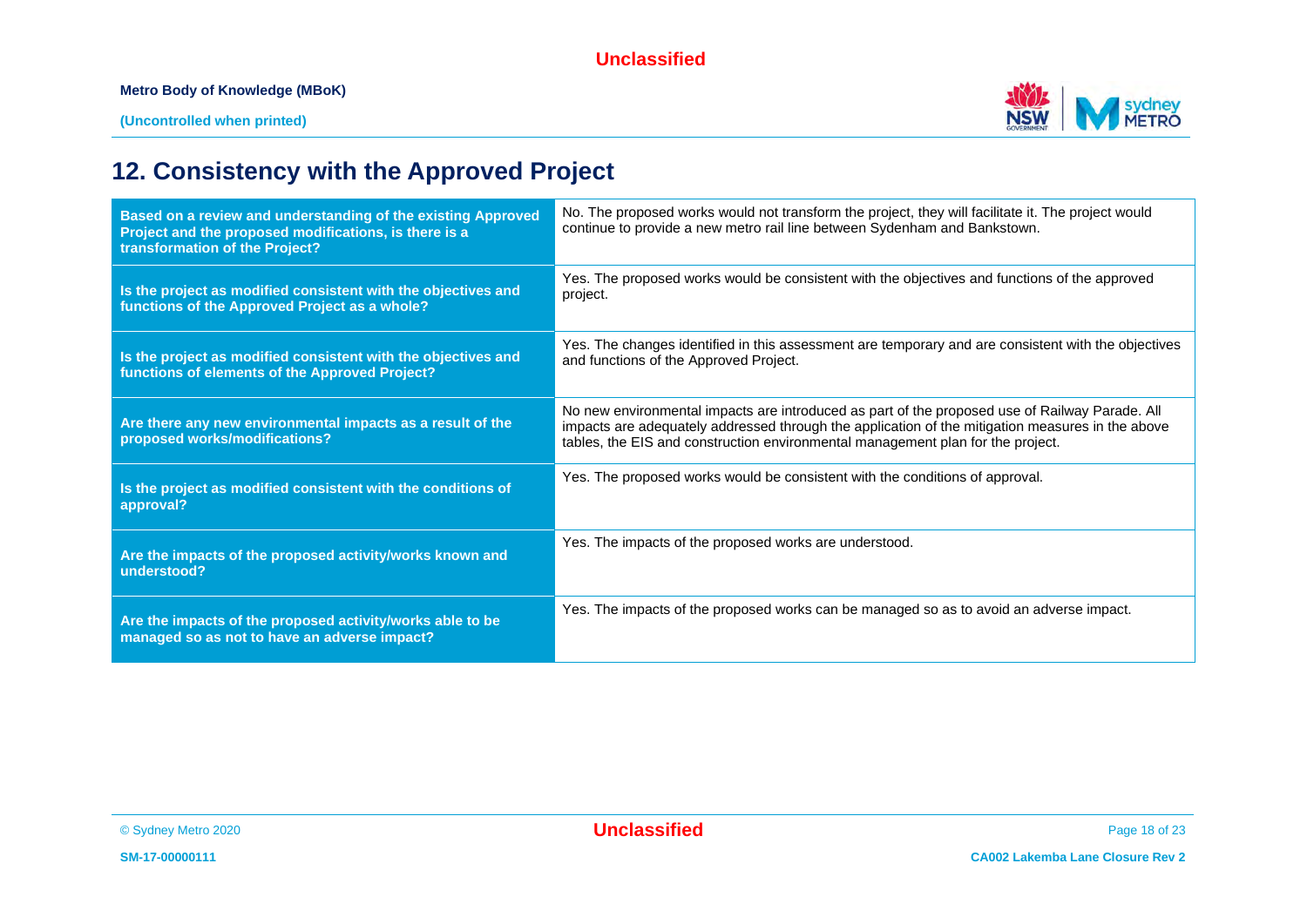## 12. Consistency with the Approved Project

| | |
|---|---|
| **Based on a review and understanding of the existing Approved Project and the proposed modifications, is there is a transformation of the Project?** | No. The proposed works would not transform the project, they will facilitate it. The project would continue to provide a new metro rail line between Sydenham and Bankstown. |
| **Is the project as modified consistent with the objectives and functions of the Approved Project as a whole?** | Yes. The proposed works would be consistent with the objectives and functions of the approved project. |
| **Is the project as modified consistent with the objectives and functions of elements of the Approved Project?** | Yes. The changes identified in this assessment are temporary and are consistent with the objectives and functions of the Approved Project. |
| **Are there any new environmental impacts as a result of the proposed works/modifications?** | No new environmental impacts are introduced as part of the proposed use of Railway Parade. All impacts are adequately addressed through the application of the mitigation measures in the above tables, the EIS and construction environmental management plan for the project. |
| **Is the project as modified consistent with the conditions of approval?** | Yes. The proposed works would be consistent with the conditions of approval. |
| **Are the impacts of the proposed activity/works known and understood?** | Yes. The impacts of the proposed works are understood. |
| **Are the impacts of the proposed activity/works able to be managed so as not to have an adverse impact?** | Yes. The impacts of the proposed works can be managed so as to avoid an adverse impact. |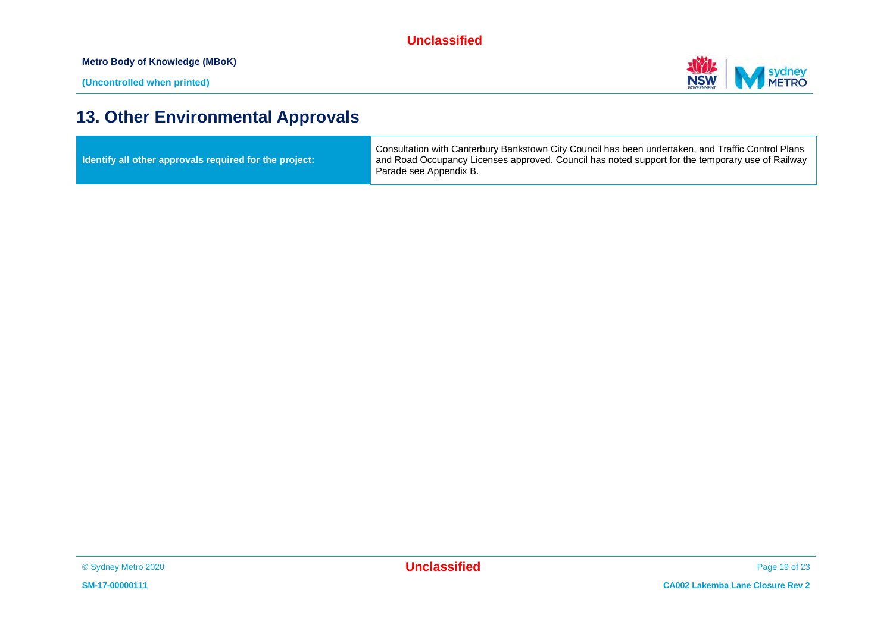# 13. Other Environmental Approvals

| Identify all other approvals required for the project: | Consultation with Canterbury Bankstown City Council has been undertaken, and Traffic Control Plans and Road Occupancy Licenses approved. Council has noted support for the temporary use of Railway Parade see Appendix B. |
|---|---|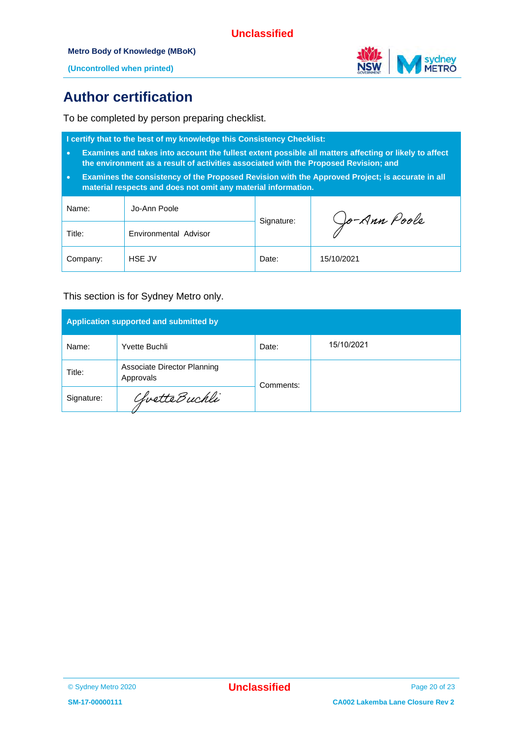# Author certification

To be completed by person preparing checklist.

**I certify that to the best of my knowledge this Consistency Checklist:**

- **Examines and takes into account the fullest extent possible all matters affecting or likely to affect the environment as a result of activities associated with the Proposed Revision; and**
- **Examines the consistency of the Proposed Revision with the Approved Project; is accurate in all material respects and does not omit any material information.**

| | | | |
|---|---|---|---|
| Name: | Jo-Ann Poole | Signature: | Jo-Ann Poole |
| Title: | Environmental Advisor | | |
| Company: | HSE JV | Date: | 15/10/2021 |

This section is for Sydney Metro only.

| **Application supported and submitted by** | | | |
|---|---|---|---|
| Name: | Yvette Buchli | Date: | 15/10/2021 |
| Title: | Associate Director Planning Approvals | Comments: | |
| Signature: | Yvette Buchli | | |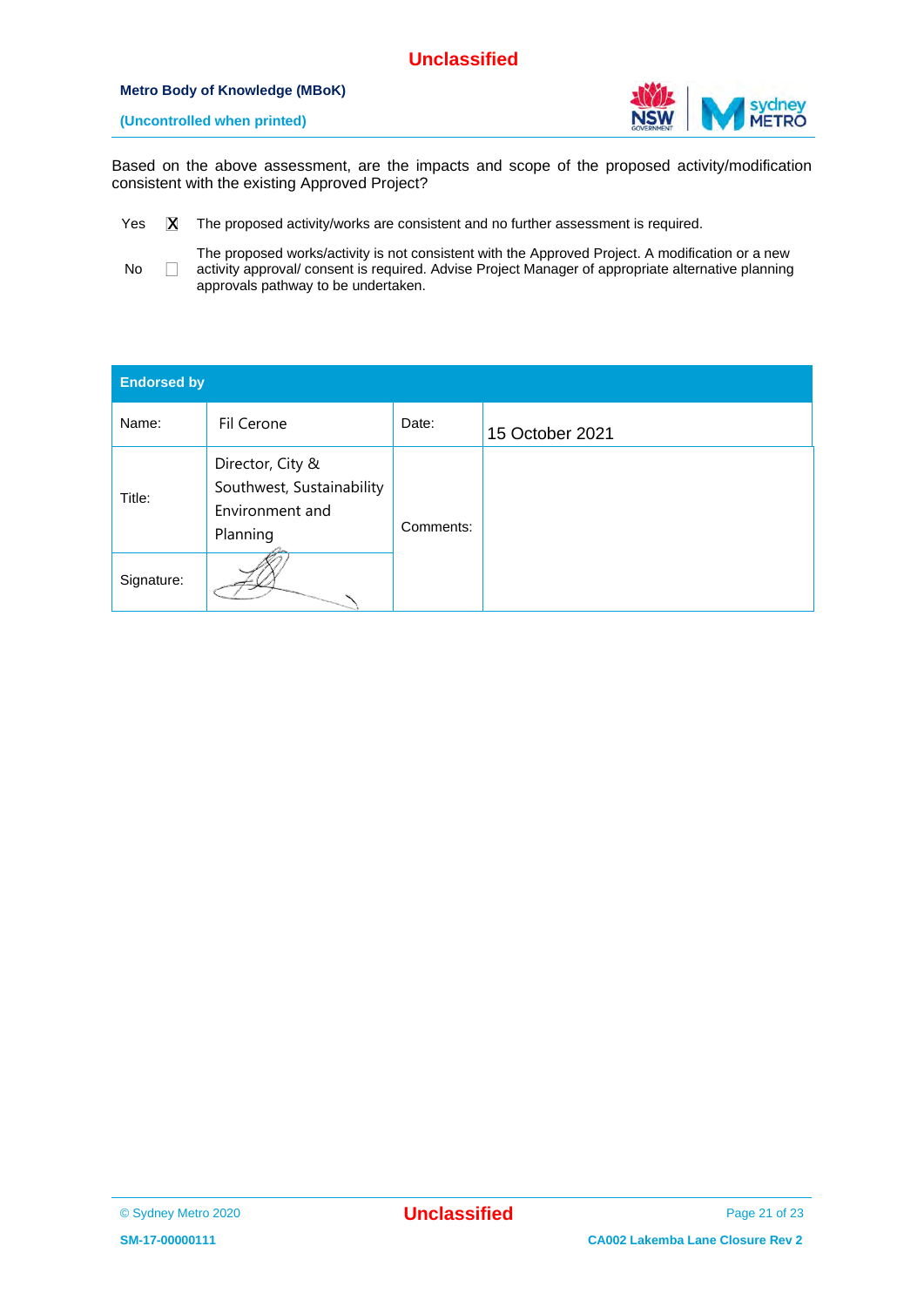Based on the above assessment, are the impacts and scope of the proposed activity/modification consistent with the existing Approved Project?

| | | |
|---|---|---|
| Yes | ☒ | The proposed activity/works are consistent and no further assessment is required. |
| No | ☐ | The proposed works/activity is not consistent with the Approved Project. A modification or a new activity approval/ consent is required. Advise Project Manager of appropriate alternative planning approvals pathway to be undertaken. |

| Endorsed by | | | |
|---|---|---|---|
| Name: | Fil Cerone | Date: | 15 October 2021 |
| Title: | Director, City & Southwest, Sustainability Environment and Planning | Comments: | |
| Signature: | [signature] | | |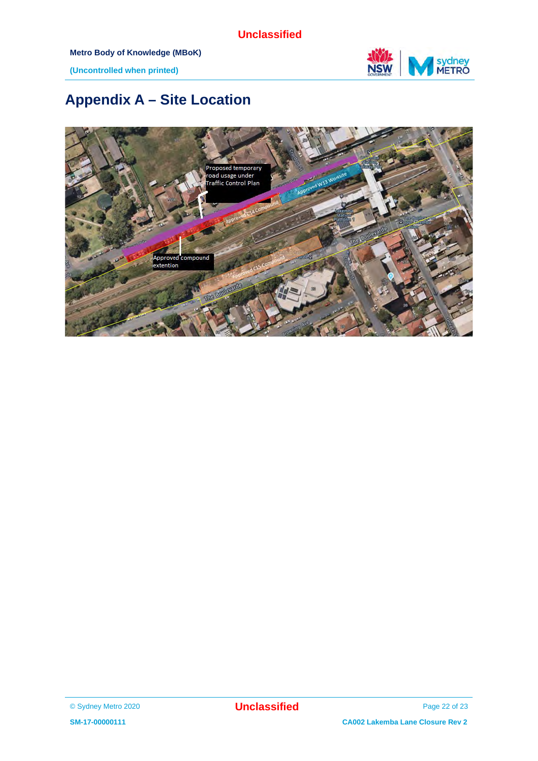# Appendix A – Site Location